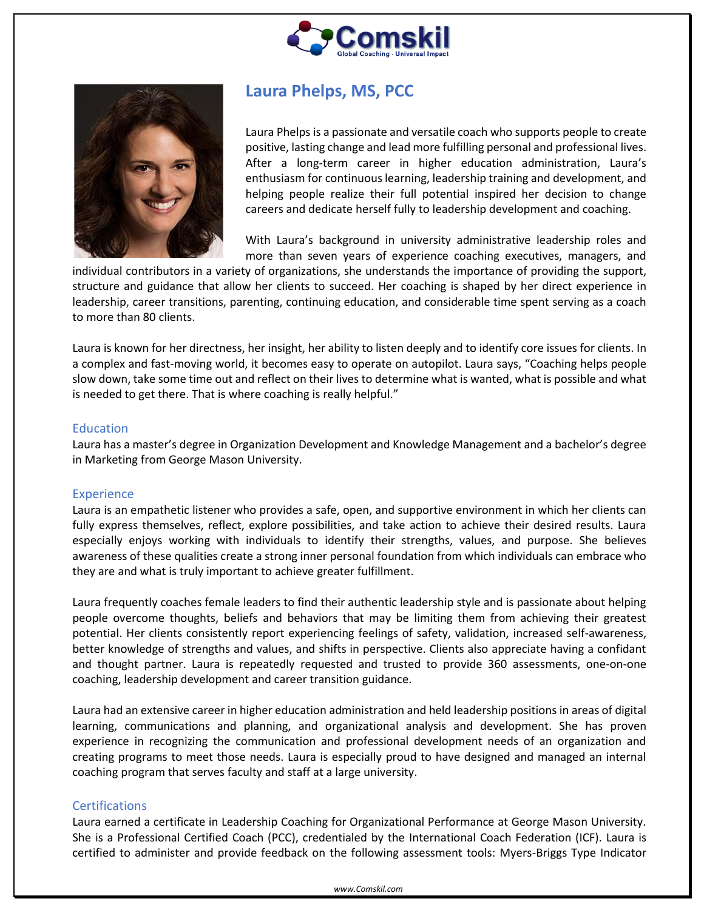# Laura Phelps, MS, PCC

Laura Phelps is a passionate and versatile coach who supports people to create positive, lasting change and lead more fulfilling personal and professional lives. After a long-term career in higher education administration, Laura's enthusiasm for continuous learning, leadership training and development, and helping people realize their full potential inspired her decision to change careers and dedicate herself fully to leadership development and coaching.

With Laura's background in university administrative leadership roles and more than seven years of experience coaching executives, managers, and individual contributors in a variety of organizations, she understands the importance of providing the support, structure and guidance that allow her clients to succeed. Her coaching is shaped by her direct experience in leadership, career transitions, parenting, continuing education, and considerable time spent serving as a coach to more than 80 clients.

Laura is known for her directness, her insight, her ability to listen deeply and to identify core issues for clients. In a complex and fast-moving world, it becomes easy to operate on autopilot. Laura says, "Coaching helps people slow down, take some time out and reflect on their lives to determine what is wanted, what is possible and what is needed to get there. That is where coaching is really helpful."

## Education

Laura has a master's degree in Organization Development and Knowledge Management and a bachelor's degree in Marketing from George Mason University.

## Experience

Laura is an empathetic listener who provides a safe, open, and supportive environment in which her clients can fully express themselves, reflect, explore possibilities, and take action to achieve their desired results. Laura especially enjoys working with individuals to identify their strengths, values, and purpose. She believes awareness of these qualities create a strong inner personal foundation from which individuals can embrace who they are and what is truly important to achieve greater fulfillment.

Laura frequently coaches female leaders to find their authentic leadership style and is passionate about helping people overcome thoughts, beliefs and behaviors that may be limiting them from achieving their greatest potential. Her clients consistently report experiencing feelings of safety, validation, increased self-awareness, better knowledge of strengths and values, and shifts in perspective. Clients also appreciate having a confidant and thought partner. Laura is repeatedly requested and trusted to provide 360 assessments, one-on-one coaching, leadership development and career transition guidance.

Laura had an extensive career in higher education administration and held leadership positions in areas of digital learning, communications and planning, and organizational analysis and development. She has proven experience in recognizing the communication and professional development needs of an organization and creating programs to meet those needs. Laura is especially proud to have designed and managed an internal coaching program that serves faculty and staff at a large university.

## Certifications

Laura earned a certificate in Leadership Coaching for Organizational Performance at George Mason University. She is a Professional Certified Coach (PCC), credentialed by the International Coach Federation (ICF). Laura is certified to administer and provide feedback on the following assessment tools: Myers-Briggs Type Indicator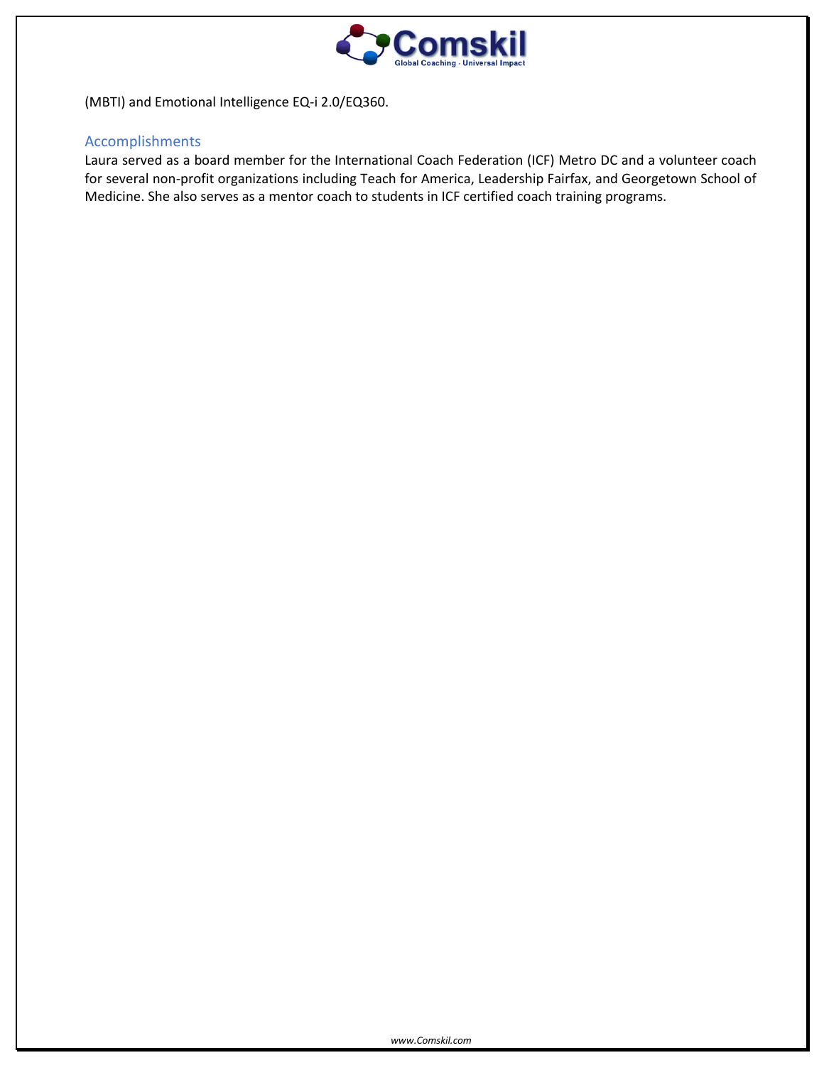(MBTI) and Emotional Intelligence EQ-i 2.0/EQ360.

## Accomplishments

Laura served as a board member for the International Coach Federation (ICF) Metro DC and a volunteer coach for several non-profit organizations including Teach for America, Leadership Fairfax, and Georgetown School of Medicine. She also serves as a mentor coach to students in ICF certified coach training programs.